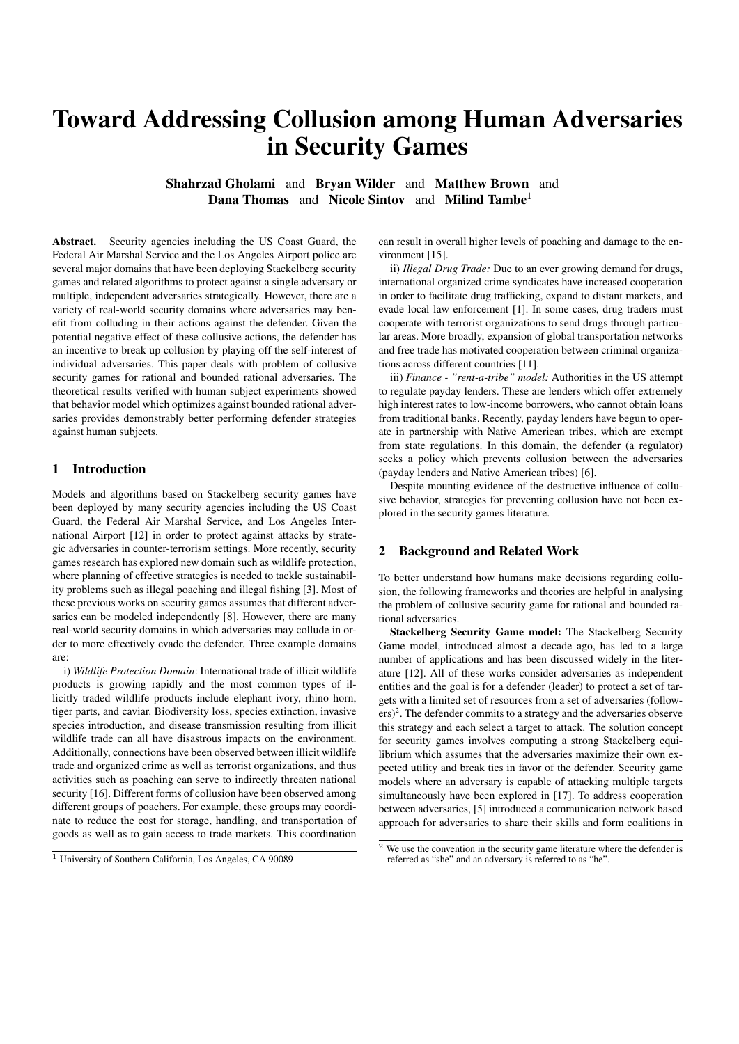# Toward Addressing Collusion among Human Adversaries in Security Games

**Shahrzad Gholami** and **Bryan Wilder** and **Matthew Brown** and **Dana Thomas** and **Nicole Sintov** and **Milind Tambe**[1]

**Abstract.** Security agencies including the US Coast Guard, the Federal Air Marshal Service and the Los Angeles Airport police are several major domains that have been deploying Stackelberg security games and related algorithms to protect against a single adversary or multiple, independent adversaries strategically. However, there are a variety of real-world security domains where adversaries may benefit from colluding in their actions against the defender. Given the potential negative effect of these collusive actions, the defender has an incentive to break up collusion by playing off the self-interest of individual adversaries. This paper deals with problem of collusive security games for rational and bounded rational adversaries. The theoretical results verified with human subject experiments showed that behavior model which optimizes against bounded rational adversaries provides demonstrably better performing defender strategies against human subjects.

## 1 Introduction

Models and algorithms based on Stackelberg security games have been deployed by many security agencies including the US Coast Guard, the Federal Air Marshal Service, and Los Angeles International Airport [12] in order to protect against attacks by strategic adversaries in counter-terrorism settings. More recently, security games research has explored new domain such as wildlife protection, where planning of effective strategies is needed to tackle sustainability problems such as illegal poaching and illegal fishing [3]. Most of these previous works on security games assumes that different adversaries can be modeled independently [8]. However, there are many real-world security domains in which adversaries may collude in order to more effectively evade the defender. Three example domains are:

i) *Wildlife Protection Domain*: International trade of illicit wildlife products is growing rapidly and the most common types of illicitly traded wildlife products include elephant ivory, rhino horn, tiger parts, and caviar. Biodiversity loss, species extinction, invasive species introduction, and disease transmission resulting from illicit wildlife trade can all have disastrous impacts on the environment. Additionally, connections have been observed between illicit wildlife trade and organized crime as well as terrorist organizations, and thus activities such as poaching can serve to indirectly threaten national security [16]. Different forms of collusion have been observed among different groups of poachers. For example, these groups may coordinate to reduce the cost for storage, handling, and transportation of goods as well as to gain access to trade markets. This coordination can result in overall higher levels of poaching and damage to the environment [15].

ii) *Illegal Drug Trade:* Due to an ever growing demand for drugs, international organized crime syndicates have increased cooperation in order to facilitate drug trafficking, expand to distant markets, and evade local law enforcement [1]. In some cases, drug traders must cooperate with terrorist organizations to send drugs through particular areas. More broadly, expansion of global transportation networks and free trade has motivated cooperation between criminal organizations across different countries [11].

iii) *Finance - "rent-a-tribe" model:* Authorities in the US attempt to regulate payday lenders. These are lenders which offer extremely high interest rates to low-income borrowers, who cannot obtain loans from traditional banks. Recently, payday lenders have begun to operate in partnership with Native American tribes, which are exempt from state regulations. In this domain, the defender (a regulator) seeks a policy which prevents collusion between the adversaries (payday lenders and Native American tribes) [6].

Despite mounting evidence of the destructive influence of collusive behavior, strategies for preventing collusion have not been explored in the security games literature.

## 2 Background and Related Work

To better understand how humans make decisions regarding collusion, the following frameworks and theories are helpful in analysing the problem of collusive security game for rational and bounded rational adversaries.

**Stackelberg Security Game model:** The Stackelberg Security Game model, introduced almost a decade ago, has led to a large number of applications and has been discussed widely in the literature [12]. All of these works consider adversaries as independent entities and the goal is for a defender (leader) to protect a set of targets with a limited set of resources from a set of adversaries (followers)[2]. The defender commits to a strategy and the adversaries observe this strategy and each select a target to attack. The solution concept for security games involves computing a strong Stackelberg equilibrium which assumes that the adversaries maximize their own expected utility and break ties in favor of the defender. Security game models where an adversary is capable of attacking multiple targets simultaneously have been explored in [17]. To address cooperation between adversaries, [5] introduced a communication network based approach for adversaries to share their skills and form coalitions in

[1] University of Southern California, Los Angeles, CA 90089

[2] We use the convention in the security game literature where the defender is referred as "she" and an adversary is referred to as "he".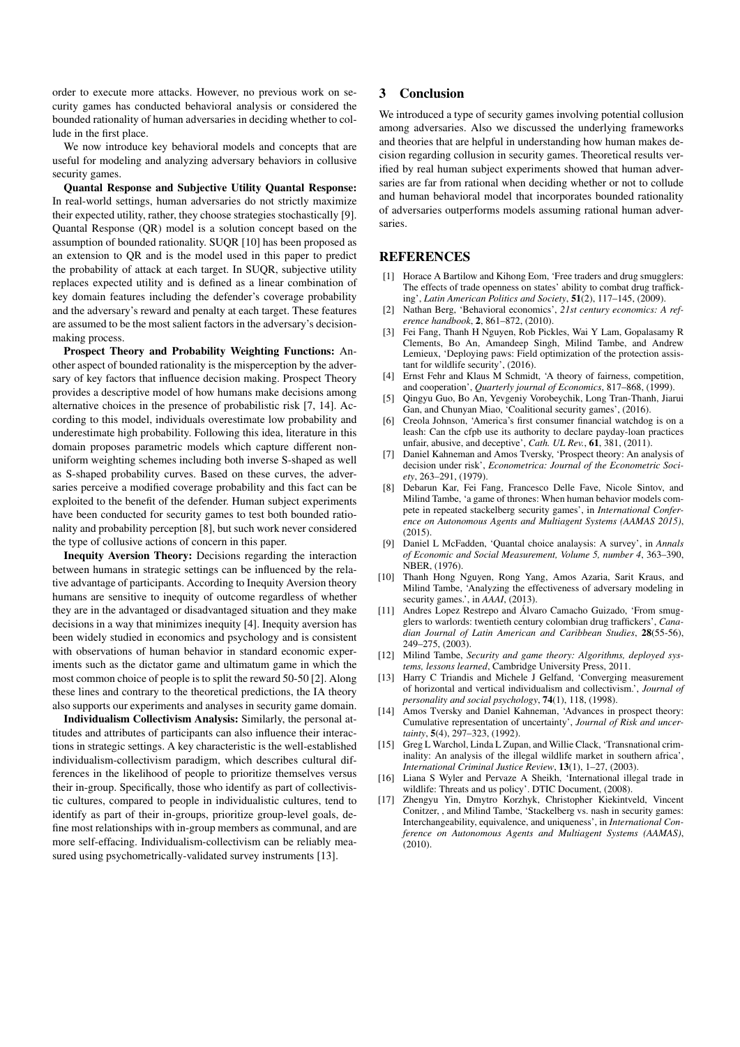order to execute more attacks. However, no previous work on security games has conducted behavioral analysis or considered the bounded rationality of human adversaries in deciding whether to collude in the first place.

We now introduce key behavioral models and concepts that are useful for modeling and analyzing adversary behaviors in collusive security games.

**Quantal Response and Subjective Utility Quantal Response:** In real-world settings, human adversaries do not strictly maximize their expected utility, rather, they choose strategies stochastically [9]. Quantal Response (QR) model is a solution concept based on the assumption of bounded rationality. SUQR [10] has been proposed as an extension to QR and is the model used in this paper to predict the probability of attack at each target. In SUQR, subjective utility replaces expected utility and is defined as a linear combination of key domain features including the defender's coverage probability and the adversary's reward and penalty at each target. These features are assumed to be the most salient factors in the adversary's decision-making process.

**Prospect Theory and Probability Weighting Functions:** Another aspect of bounded rationality is the misperception by the adversary of key factors that influence decision making. Prospect Theory provides a descriptive model of how humans make decisions among alternative choices in the presence of probabilistic risk [7, 14]. According to this model, individuals overestimate low probability and underestimate high probability. Following this idea, literature in this domain proposes parametric models which capture different non-uniform weighting schemes including both inverse S-shaped as well as S-shaped probability curves. Based on these curves, the adversaries perceive a modified coverage probability and this fact can be exploited to the benefit of the defender. Human subject experiments have been conducted for security games to test both bounded rationality and probability perception [8], but such work never considered the type of collusive actions of concern in this paper.

**Inequity Aversion Theory:** Decisions regarding the interaction between humans in strategic settings can be influenced by the relative advantage of participants. According to Inequity Aversion theory humans are sensitive to inequity of outcome regardless of whether they are in the advantaged or disadvantaged situation and they make decisions in a way that minimizes inequity [4]. Inequity aversion has been widely studied in economics and psychology and is consistent with observations of human behavior in standard economic experiments such as the dictator game and ultimatum game in which the most common choice of people is to split the reward 50-50 [2]. Along these lines and contrary to the theoretical predictions, the IA theory also supports our experiments and analyses in security game domain.

**Individualism Collectivism Analysis:** Similarly, the personal attitudes and attributes of participants can also influence their interactions in strategic settings. A key characteristic is the well-established individualism-collectivism paradigm, which describes cultural differences in the likelihood of people to prioritize themselves versus their in-group. Specifically, those who identify as part of collectivistic cultures, compared to people in individualistic cultures, tend to identify as part of their in-groups, prioritize group-level goals, define most relationships with in-group members as communal, and are more self-effacing. Individualism-collectivism can be reliably measured using psychometrically-validated survey instruments [13].

## 3 Conclusion

We introduced a type of security games involving potential collusion among adversaries. Also we discussed the underlying frameworks and theories that are helpful in understanding how human makes decision regarding collusion in security games. Theoretical results verified by real human subject experiments showed that human adversaries are far from rational when deciding whether or not to collude and human behavioral model that incorporates bounded rationality of adversaries outperforms models assuming rational human adversaries.

## REFERENCES

[1] Horace A Bartilow and Kihong Eom, 'Free traders and drug smugglers: The effects of trade openness on states' ability to combat drug trafficking', *Latin American Politics and Society*, **51**(2), 117–145, (2009).

[2] Nathan Berg, 'Behavioral economics', *21st century economics: A reference handbook*, **2**, 861–872, (2010).

[3] Fei Fang, Thanh H Nguyen, Rob Pickles, Wai Y Lam, Gopalasamy R Clements, Bo An, Amandeep Singh, Milind Tambe, and Andrew Lemieux, 'Deploying paws: Field optimization of the protection assistant for wildlife security', (2016).

[4] Ernst Fehr and Klaus M Schmidt, 'A theory of fairness, competition, and cooperation', *Quarterly journal of Economics*, 817–868, (1999).

[5] Qingyu Guo, Bo An, Yevgeniy Vorobeychik, Long Tran-Thanh, Jiarui Gan, and Chunyan Miao, 'Coalitional security games', (2016).

[6] Creola Johnson, 'America's first consumer financial watchdog is on a leash: Can the cfpb use its authority to declare payday-loan practices unfair, abusive, and deceptive', *Cath. UL Rev.*, **61**, 381, (2011).

[7] Daniel Kahneman and Amos Tversky, 'Prospect theory: An analysis of decision under risk', *Econometrica: Journal of the Econometric Society*, 263–291, (1979).

[8] Debarun Kar, Fei Fang, Francesco Delle Fave, Nicole Sintov, and Milind Tambe, 'a game of thrones: When human behavior models compete in repeated stackelberg security games', in *International Conference on Autonomous Agents and Multiagent Systems (AAMAS 2015)*, (2015).

[9] Daniel L McFadden, 'Quantal choice analaysis: A survey', in *Annals of Economic and Social Measurement, Volume 5, number 4*, 363–390, NBER, (1976).

[10] Thanh Hong Nguyen, Rong Yang, Amos Azaria, Sarit Kraus, and Milind Tambe, 'Analyzing the effectiveness of adversary modeling in security games.', in *AAAI*, (2013).

[11] Andres Lopez Restrepo and Álvaro Camacho Guizado, 'From smugglers to warlords: twentieth century colombian drug traffickers', *Canadian Journal of Latin American and Caribbean Studies*, **28**(55-56), 249–275, (2003).

[12] Milind Tambe, *Security and game theory: Algorithms, deployed systems, lessons learned*, Cambridge University Press, 2011.

[13] Harry C Triandis and Michele J Gelfand, 'Converging measurement of horizontal and vertical individualism and collectivism.', *Journal of personality and social psychology*, **74**(1), 118, (1998).

[14] Amos Tversky and Daniel Kahneman, 'Advances in prospect theory: Cumulative representation of uncertainty', *Journal of Risk and uncertainty*, **5**(4), 297–323, (1992).

[15] Greg L Warchol, Linda L Zupan, and Willie Clack, 'Transnational criminality: An analysis of the illegal wildlife market in southern africa', *International Criminal Justice Review*, **13**(1), 1–27, (2003).

[16] Liana S Wyler and Pervaze A Sheikh, 'International illegal trade in wildlife: Threats and us policy'. DTIC Document, (2008).

[17] Zhengyu Yin, Dmytro Korzhyk, Christopher Kiekintveld, Vincent Conitzer, , and Milind Tambe, 'Stackelberg vs. nash in security games: Interchangeability, equivalence, and uniqueness', in *International Conference on Autonomous Agents and Multiagent Systems (AAMAS)*, (2010).